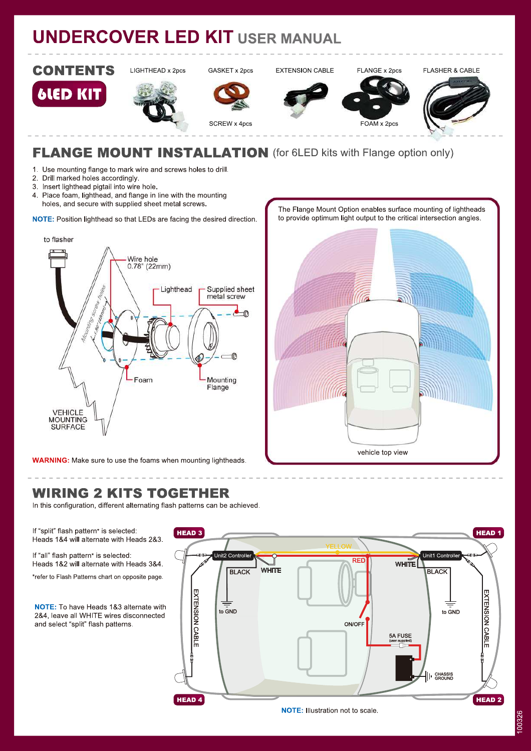# UNDERCOVER LED KIT USER MANUAL

## CONTENTS

**6LED KIT**

- LIGHTHEAD x 2pcs
- GASKET x 2pcs
- SCREW x 4pcs
- EXTENSION CABLE
- FLANGE x 2pcs
- FOAM x 2pcs
- FLASHER & CABLE

## FLANGE MOUNT INSTALLATION (for 6LED kits with Flange option only)

1. Use mounting flange to mark wire and screws holes to drill.
2. Drill marked holes accordingly.
3. Insert lighthead pigtail into wire hole.
4. Place foam, lighthead, and flange in line with the mounting holes, and secure with supplied sheet metal screws.

**NOTE:** Position lighthead so that LEDs are facing the desired direction.

to flasher

Wire hole 0.78" (22mm)

Lighthead

Supplied sheet metal screw

Mounting screw holes

Foam

Mounting Flange

VEHICLE MOUNTING SURFACE

**WARNING:** Make sure to use the foams when mounting lightheads.

The Flange Mount Option enables surface mounting of lightheads to provide optimum light output to the critical intersection angles.

vehicle top view

## WIRING 2 KITS TOGETHER

In this configuration, different alternating flash patterns can be achieved.

If "split" flash pattern* is selected:
Heads 1&4 will alternate with Heads 2&3.

If "all" flash pattern* is selected:
Heads 1&2 will alternate with Heads 3&4.

*refer to Flash Patterns chart on opposite page.

**NOTE:** To have Heads 1&3 alternate with 2&4, leave all WHITE wires disconnected and select "split" flash patterns.

HEAD 3 · HEAD 1 · HEAD 4 · HEAD 2

Unit2 Controller · Unit1 Controller · YELLOW · RED · WHITE · BLACK · to GND · EXTENSION CABLE · ON/OFF · 5A FUSE (user-supplied) · CHASSIS GROUND

**NOTE:** Illustration not to scale.

100326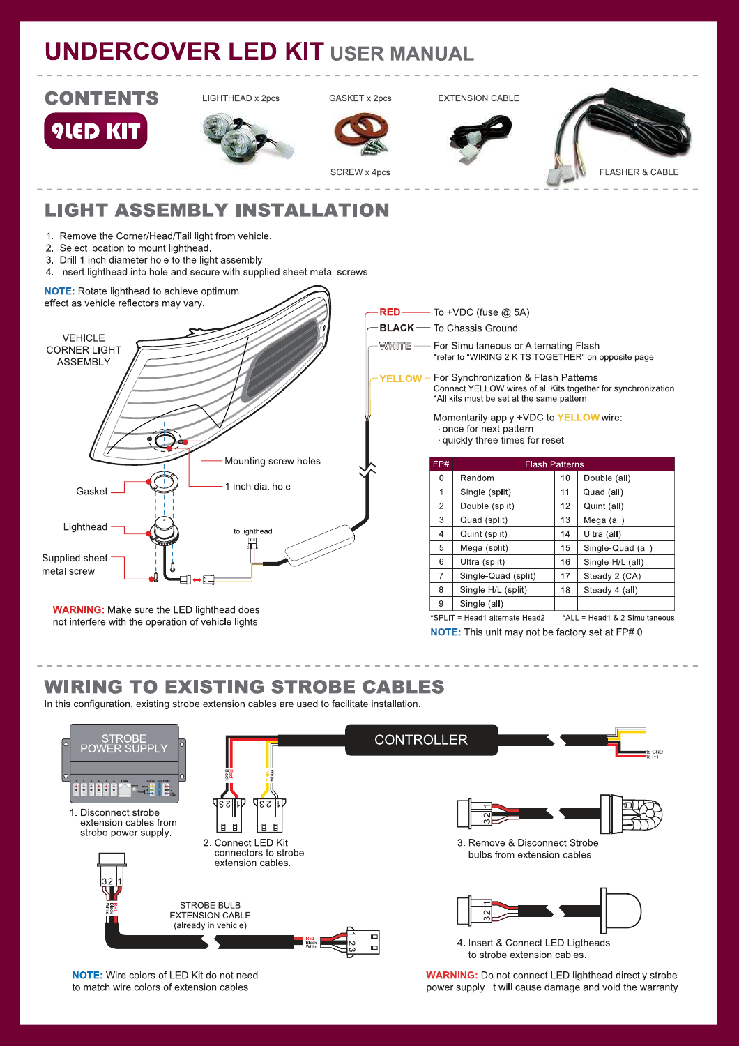# UNDERCOVER LED KIT USER MANUAL

## CONTENTS

9LED KIT

LIGHTHEAD x 2pcs

GASKET x 2pcs

SCREW x 4pcs

EXTENSION CABLE

FLASHER & CABLE

## LIGHT ASSEMBLY INSTALLATION

1. Remove the Corner/Head/Tail light from vehicle.
2. Select location to mount lighthead.
3. Drill 1 inch diameter hole to the light assembly.
4. Insert lighthead into hole and secure with supplied sheet metal screws.

**NOTE:** Rotate lighthead to achieve optimum effect as vehicle reflectors may vary.

VEHICLE CORNER LIGHT ASSEMBLY

Mounting screw holes

1 inch dia. hole

Gasket

Lighthead

Supplied sheet metal screw

to lighthead

**WARNING:** Make sure the LED lighthead does not interfere with the operation of vehicle lights.

**RED** — To +VDC (fuse @ 5A)

**BLACK** — To Chassis Ground

**WHITE** — For Simultaneous or Alternating Flash
*refer to "WIRING 2 KITS TOGETHER" on opposite page

**YELLOW** — For Synchronization & Flash Patterns
Connect YELLOW wires of all Kits together for synchronization
*All kits must be set at the same pattern

Momentarily apply +VDC to **YELLOW** wire:
- once for next pattern
- quickly three times for reset

| FP# | Flash Patterns | | |
|---|---|---|---|
| 0 | Random | 10 | Double (all) |
| 1 | Single (split) | 11 | Quad (all) |
| 2 | Double (split) | 12 | Quint (all) |
| 3 | Quad (split) | 13 | Mega (all) |
| 4 | Quint (split) | 14 | Ultra (all) |
| 5 | Mega (split) | 15 | Single-Quad (all) |
| 6 | Ultra (split) | 16 | Single H/L (all) |
| 7 | Single-Quad (split) | 17 | Steady 2 (CA) |
| 8 | Single H/L (split) | 18 | Steady 4 (all) |
| 9 | Single (all) | | |

*SPLIT = Head1 alternate Head2 *ALL = Head1 & 2 Simultaneous

**NOTE:** This unit may not be factory set at FP# 0.

## WIRING TO EXISTING STROBE CABLES

In this configuration, existing strobe extension cables are used to facilitate installation.

STROBE POWER SUPPLY

CONTROLLER

to GND
to (+)

1. Disconnect strobe extension cables from strobe power supply.
2. Connect LED Kit connectors to strobe extension cables.
3. Remove & Disconnect Strobe bulbs from extension cables.
4. Insert & Connect LED Ligtheads to strobe extension cables.

STROBE BULB EXTENSION CABLE (already in vehicle)

**NOTE:** Wire colors of LED Kit do not need to match wire colors of extension cables.

**WARNING:** Do not connect LED lighthead directly strobe power supply. It will cause damage and void the warranty.